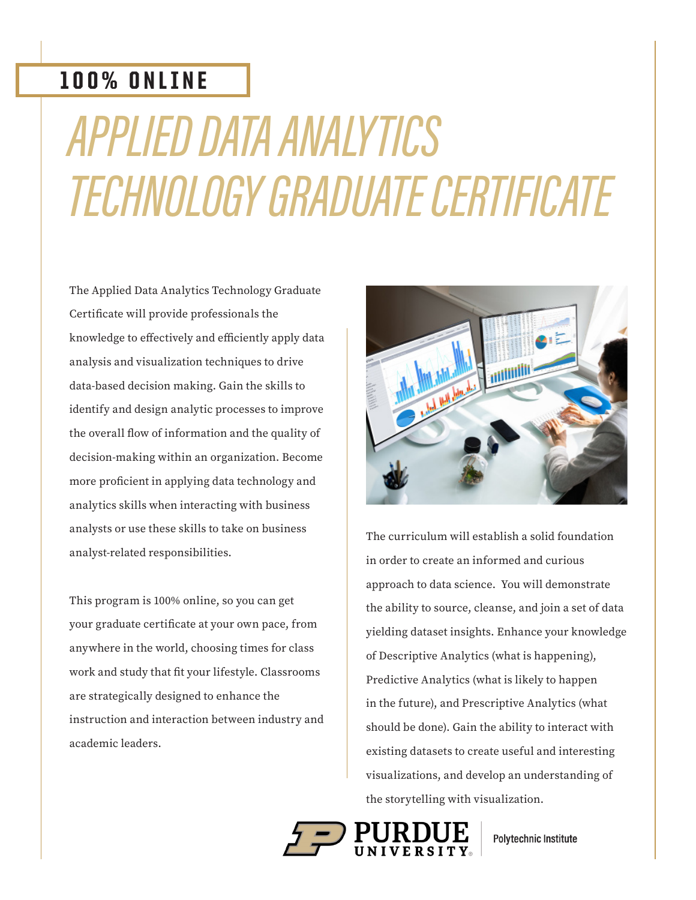**100% ONLINE**

# APPLIED DATA ANALYTICS TECHNOLOGY GRADUATE CERTIFICATE

The Applied Data Analytics Technology Graduate Certificate will provide professionals the knowledge to effectively and efficiently apply data analysis and visualization techniques to drive data-based decision making. Gain the skills to identify and design analytic processes to improve the overall flow of information and the quality of decision-making within an organization. Become more proficient in applying data technology and analytics skills when interacting with business analysts or use these skills to take on business analyst-related responsibilities.

This program is 100% online, so you can get your graduate certificate at your own pace, from anywhere in the world, choosing times for class work and study that fit your lifestyle. Classrooms are strategically designed to enhance the instruction and interaction between industry and academic leaders.

The curriculum will establish a solid foundation in order to create an informed and curious approach to data science. You will demonstrate the ability to source, cleanse, and join a set of data yielding dataset insights. Enhance your knowledge of Descriptive Analytics (what is happening), Predictive Analytics (what is likely to happen in the future), and Prescriptive Analytics (what should be done). Gain the ability to interact with existing datasets to create useful and interesting visualizations, and develop an understanding of the storytelling with visualization.

PURDUE UNIVERSITY | Polytechnic Institute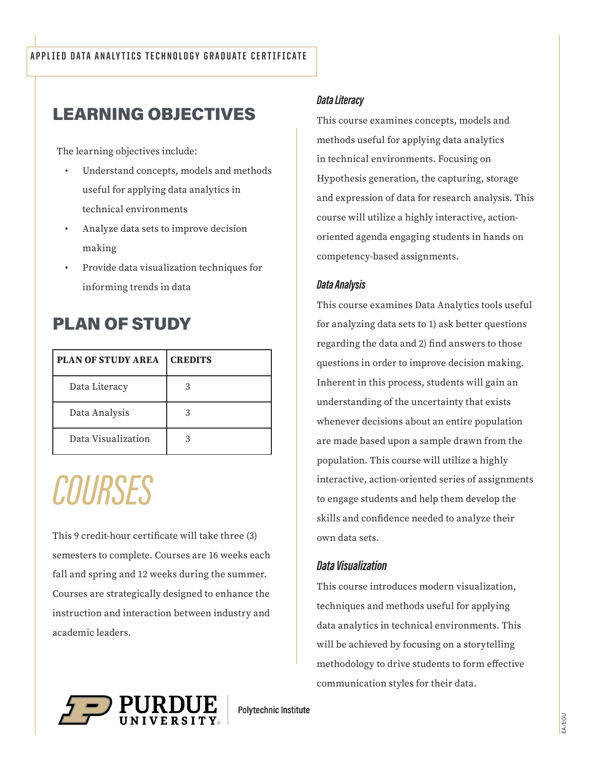APPLIED DATA ANALYTICS TECHNOLOGY GRADUATE CERTIFICATE

## LEARNING OBJECTIVES

The learning objectives include:

- Understand concepts, models and methods useful for applying data analytics in technical environments
- Analyze data sets to improve decision making
- Provide data visualization techniques for informing trends in data

## PLAN OF STUDY

| PLAN OF STUDY AREA | CREDITS |
| --- | --- |
| Data Literacy | 3 |
| Data Analysis | 3 |
| Data Visualization | 3 |

## COURSES

This 9 credit-hour certificate will take three (3) semesters to complete. Courses are 16 weeks each fall and spring and 12 weeks during the summer. Courses are strategically designed to enhance the instruction and interaction between industry and academic leaders.

### *Data Literacy*

This course examines concepts, models and methods useful for applying data analytics in technical environments. Focusing on Hypothesis generation, the capturing, storage and expression of data for research analysis. This course will utilize a highly interactive, action-oriented agenda engaging students in hands on competency-based assignments.

### *Data Analysis*

This course examines Data Analytics tools useful for analyzing data sets to 1) ask better questions regarding the data and 2) find answers to those questions in order to improve decision making. Inherent in this process, students will gain an understanding of the uncertainty that exists whenever decisions about an entire population are made based upon a sample drawn from the population. This course will utilize a highly interactive, action-oriented series of assignments to engage students and help them develop the skills and confidence needed to analyze their own data sets.

### *Data Visualization*

This course introduces modern visualization, techniques and methods useful for applying data analytics in technical environments. This will be achieved by focusing on a storytelling methodology to drive students to form effective communication styles for their data.

PURDUE UNIVERSITY | Polytechnic Institute

EA/EOU